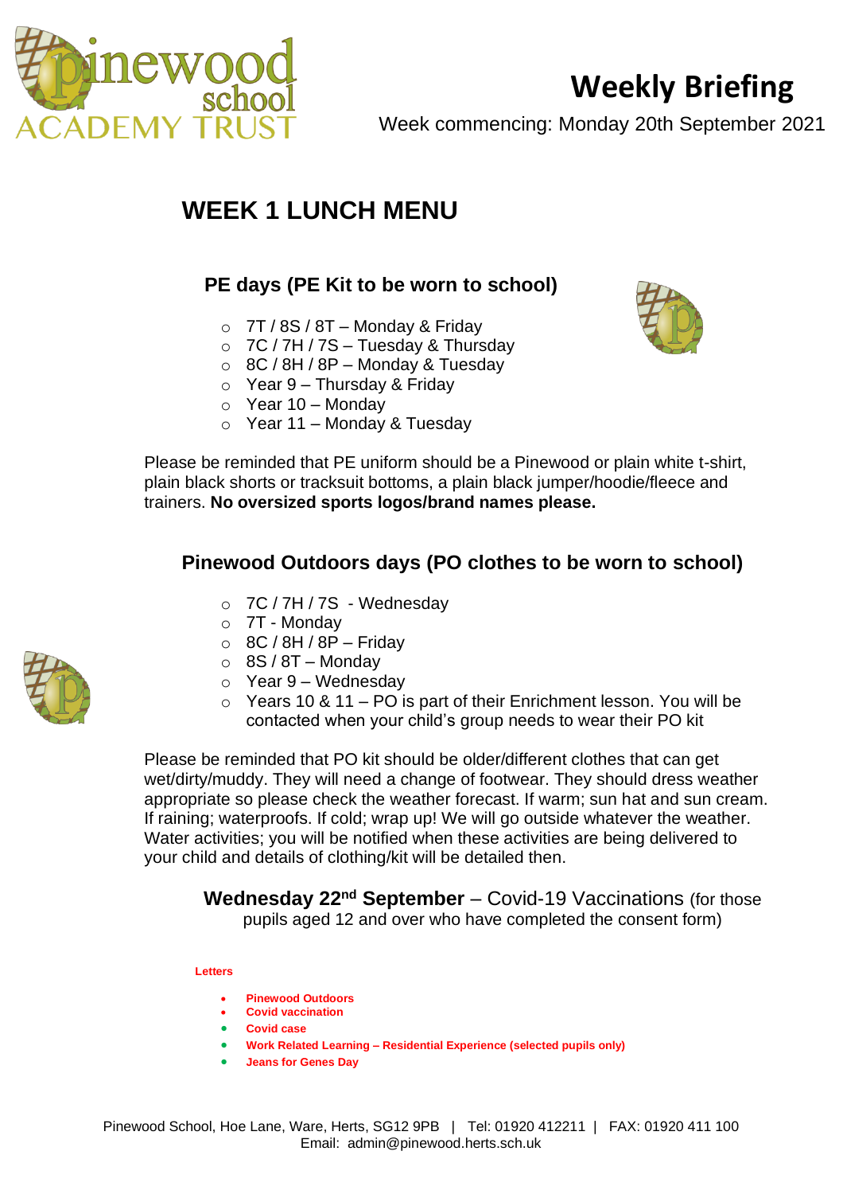# Weekly Briefing

Week commencing: Monday 20th September 2021

## WEEK 1 LUNCH MENU

### PE days (PE Kit to be worn to school)

- 7T / 8S / 8T – Monday & Friday
- 7C / 7H / 7S – Tuesday & Thursday
- 8C / 8H / 8P – Monday & Tuesday
- Year 9 – Thursday & Friday
- Year 10 – Monday
- Year 11 – Monday & Tuesday

Please be reminded that PE uniform should be a Pinewood or plain white t-shirt, plain black shorts or tracksuit bottoms, a plain black jumper/hoodie/fleece and trainers. **No oversized sports logos/brand names please.**

### Pinewood Outdoors days (PO clothes to be worn to school)

- 7C / 7H / 7S - Wednesday
- 7T - Monday
- 8C / 8H / 8P – Friday
- 8S / 8T – Monday
- Year 9 – Wednesday
- Years 10 & 11 – PO is part of their Enrichment lesson. You will be contacted when your child's group needs to wear their PO kit

Please be reminded that PO kit should be older/different clothes that can get wet/dirty/muddy. They will need a change of footwear. They should dress weather appropriate so please check the weather forecast. If warm; sun hat and sun cream. If raining; waterproofs. If cold; wrap up! We will go outside whatever the weather. Water activities; you will be notified when these activities are being delivered to your child and details of clothing/kit will be detailed then.

**Wednesday 22nd September** – Covid-19 Vaccinations (for those pupils aged 12 and over who have completed the consent form)

**Letters**

- **Pinewood Outdoors**
- **Covid vaccination**
- **Covid case**
- **Work Related Learning – Residential Experience (selected pupils only)**
- **Jeans for Genes Day**

Pinewood School, Hoe Lane, Ware, Herts, SG12 9PB | Tel: 01920 412211 | FAX: 01920 411 100
Email: admin@pinewood.herts.sch.uk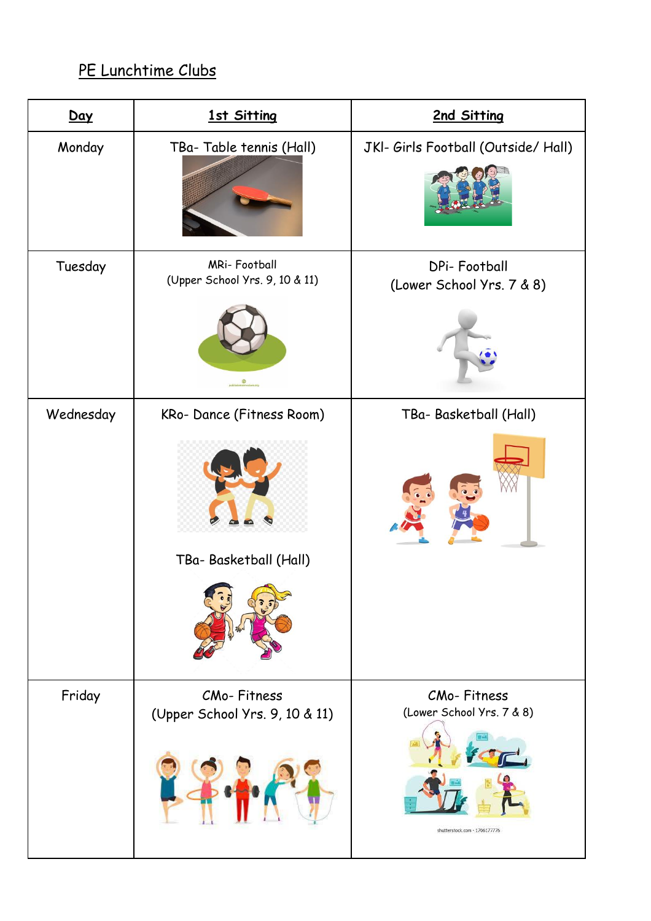PE Lunchtime Clubs

| Day | 1st Sitting | 2nd Sitting |
| --- | --- | --- |
| Monday | TBa- Table tennis (Hall) | JKl- Girls Football (Outside/ Hall) |
| Tuesday | MRi- Football (Upper School Yrs. 9, 10 & 11) | DPi- Football (Lower School Yrs. 7 & 8) |
| Wednesday | KRo- Dance (Fitness Room)<br><br>TBa- Basketball (Hall) | TBa- Basketball (Hall) |
| Friday | CMo- Fitness (Upper School Yrs. 9, 10 & 11) | CMo- Fitness (Lower School Yrs. 7 & 8) |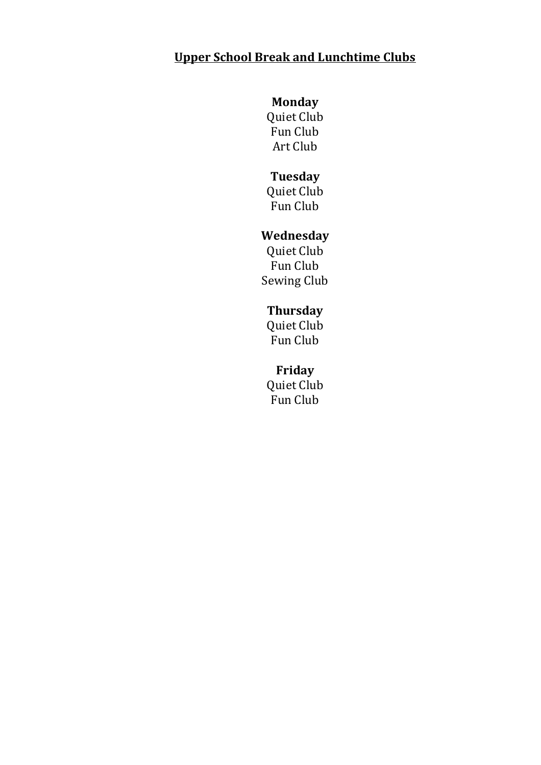# Upper School Break and Lunchtime Clubs

**Monday**

Quiet Club
Fun Club
Art Club

**Tuesday**

Quiet Club
Fun Club

**Wednesday**

Quiet Club
Fun Club
Sewing Club

**Thursday**

Quiet Club
Fun Club

**Friday**

Quiet Club
Fun Club